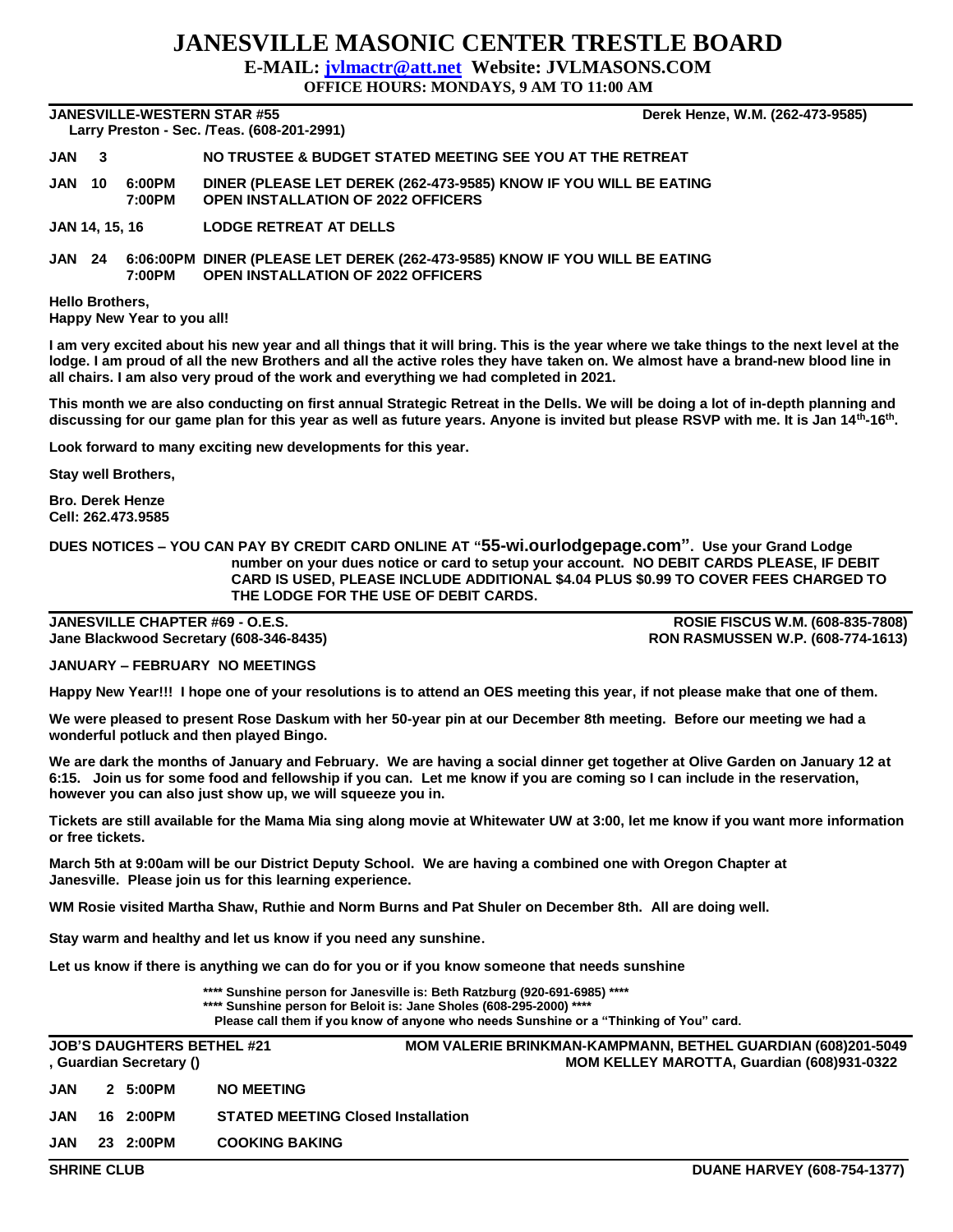# JANESVILLE MASONIC CENTER TRESTLE BOARD

**E-MAIL: [jvlmactr@att.net](mailto:jvlmactr@att.net) Website: JVLMASONS.COM**

**OFFICE HOURS: MONDAYS, 9 AM TO 11:00 AM**

---

**JANESVILLE-WESTERN STAR #55** — **Derek Henze, W.M. (262-473-9585)**
**Larry Preston - Sec. /Teas. (608-201-2991)**

**JAN 3** — **NO TRUSTEE & BUDGET STATED MEETING SEE YOU AT THE RETREAT**

**JAN 10 6:00PM DINER (PLEASE LET DEREK (262-473-9585) KNOW IF YOU WILL BE EATING**
**7:00PM OPEN INSTALLATION OF 2022 OFFICERS**

**JAN 14, 15, 16 LODGE RETREAT AT DELLS**

**JAN 24 6:06:00PM DINER (PLEASE LET DEREK (262-473-9585) KNOW IF YOU WILL BE EATING**
**7:00PM OPEN INSTALLATION OF 2022 OFFICERS**

**Hello Brothers,**
**Happy New Year to you all!**

**I am very excited about his new year and all things that it will bring. This is the year where we take things to the next level at the lodge. I am proud of all the new Brothers and all the active roles they have taken on. We almost have a brand-new blood line in all chairs. I am also very proud of the work and everything we had completed in 2021.**

**This month we are also conducting on first annual Strategic Retreat in the Dells. We will be doing a lot of in-depth planning and discussing for our game plan for this year as well as future years. Anyone is invited but please RSVP with me. It is Jan 14th-16th.**

**Look forward to many exciting new developments for this year.**

**Stay well Brothers,**

**Bro. Derek Henze**
**Cell: 262.473.9585**

**DUES NOTICES – YOU CAN PAY BY CREDIT CARD ONLINE AT "55-wi.ourlodgepage.com". Use your Grand Lodge number on your dues notice or card to setup your account. NO DEBIT CARDS PLEASE, IF DEBIT CARD IS USED, PLEASE INCLUDE ADDITIONAL $4.04 PLUS $0.99 TO COVER FEES CHARGED TO THE LODGE FOR THE USE OF DEBIT CARDS.**

---

**JANESVILLE CHAPTER #69 - O.E.S.** — **ROSIE FISCUS W.M. (608-835-7808)**
**Jane Blackwood Secretary (608-346-8435)** — **RON RASMUSSEN W.P. (608-774-1613)**

**JANUARY – FEBRUARY NO MEETINGS**

**Happy New Year!!! I hope one of your resolutions is to attend an OES meeting this year, if not please make that one of them.**

**We were pleased to present Rose Daskum with her 50-year pin at our December 8th meeting. Before our meeting we had a wonderful potluck and then played Bingo.**

**We are dark the months of January and February. We are having a social dinner get together at Olive Garden on January 12 at 6:15. Join us for some food and fellowship if you can. Let me know if you are coming so I can include in the reservation, however you can also just show up, we will squeeze you in.**

**Tickets are still available for the Mama Mia sing along movie at Whitewater UW at 3:00, let me know if you want more information or free tickets.**

**March 5th at 9:00am will be our District Deputy School. We are having a combined one with Oregon Chapter at Janesville. Please join us for this learning experience.**

**WM Rosie visited Martha Shaw, Ruthie and Norm Burns and Pat Shuler on December 8th. All are doing well.**

**Stay warm and healthy and let us know if you need any sunshine.**

**Let us know if there is anything we can do for you or if you know someone that needs sunshine**

**\*\*\*\* Sunshine person for Janesville is: Beth Ratzburg (920-691-6985) \*\*\*\***
**\*\*\*\* Sunshine person for Beloit is: Jane Sholes (608-295-2000) \*\*\*\***
**Please call them if you know of anyone who needs Sunshine or a "Thinking of You" card.**

---

**JOB'S DAUGHTERS BETHEL #21** — **MOM VALERIE BRINKMAN-KAMPMANN, BETHEL GUARDIAN (608)201-5049**
**, Guardian Secretary ()** — **MOM KELLEY MAROTTA, Guardian (608)931-0322**

**JAN 2 5:00PM NO MEETING**

**JAN 16 2:00PM STATED MEETING Closed Installation**

**JAN 23 2:00PM COOKING BAKING**

---

**SHRINE CLUB** — **DUANE HARVEY (608-754-1377)**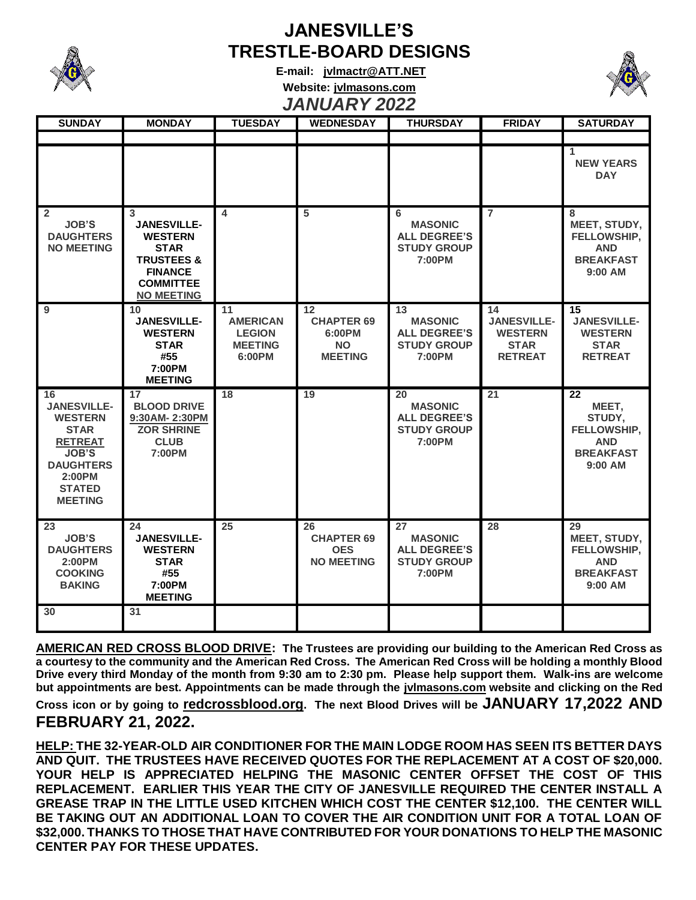# JANESVILLE'S TRESTLE-BOARD DESIGNS

**E-mail: jvlmactr@ATT.NET**

**Website: jvlmasons.com**

## *JANUARY 2022*

| SUNDAY | MONDAY | TUESDAY | WEDNESDAY | THURSDAY | FRIDAY | SATURDAY |
|---|---|---|---|---|---|---|
| | | | | | | |
| | | | | | | 1 NEW YEARS DAY |
| 2 JOB'S DAUGHTERS NO MEETING | 3 JANESVILLE-WESTERN STAR TRUSTEES & FINANCE COMMITTEE NO MEETING | 4 | 5 | 6 MASONIC ALL DEGREE'S STUDY GROUP 7:00PM | 7 | 8 MEET, STUDY, FELLOWSHIP, AND BREAKFAST 9:00 AM |
| 9 | 10 JANESVILLE-WESTERN STAR #55 7:00PM MEETING | 11 AMERICAN LEGION MEETING 6:00PM | 12 CHAPTER 69 6:00PM NO MEETING | 13 MASONIC ALL DEGREE'S STUDY GROUP 7:00PM | 14 JANESVILLE-WESTERN STAR RETREAT | 15 JANESVILLE-WESTERN STAR RETREAT |
| 16 JANESVILLE-WESTERN STAR RETREAT JOB'S DAUGHTERS 2:00PM STATED MEETING | 17 BLOOD DRIVE 9:30AM- 2:30PM ZOR SHRINE CLUB 7:00PM | 18 | 19 | 20 MASONIC ALL DEGREE'S STUDY GROUP 7:00PM | 21 | 22 MEET, STUDY, FELLOWSHIP, AND BREAKFAST 9:00 AM |
| 23 JOB'S DAUGHTERS 2:00PM COOKING BAKING | 24 JANESVILLE-WESTERN STAR #55 7:00PM MEETING | 25 | 26 CHAPTER 69 OES NO MEETING | 27 MASONIC ALL DEGREE'S STUDY GROUP 7:00PM | 28 | 29 MEET, STUDY, FELLOWSHIP, AND BREAKFAST 9:00 AM |
| 30 | 31 | | | | | |

**AMERICAN RED CROSS BLOOD DRIVE: The Trustees are providing our building to the American Red Cross as a courtesy to the community and the American Red Cross. The American Red Cross will be holding a monthly Blood Drive every third Monday of the month from 9:30 am to 2:30 pm. Please help support them. Walk-ins are welcome but appointments are best. Appointments can be made through the jvlmasons.com website and clicking on the Red Cross icon or by going to redcrossblood.org. The next Blood Drives will be JANUARY 17,2022 AND FEBRUARY 21, 2022.**

**HELP: THE 32-YEAR-OLD AIR CONDITIONER FOR THE MAIN LODGE ROOM HAS SEEN ITS BETTER DAYS AND QUIT. THE TRUSTEES HAVE RECEIVED QUOTES FOR THE REPLACEMENT AT A COST OF $20,000. YOUR HELP IS APPRECIATED HELPING THE MASONIC CENTER OFFSET THE COST OF THIS REPLACEMENT. EARLIER THIS YEAR THE CITY OF JANESVILLE REQUIRED THE CENTER INSTALL A GREASE TRAP IN THE LITTLE USED KITCHEN WHICH COST THE CENTER $12,100. THE CENTER WILL BE TAKING OUT AN ADDITIONAL LOAN TO COVER THE AIR CONDITION UNIT FOR A TOTAL LOAN OF $32,000. THANKS TO THOSE THAT HAVE CONTRIBUTED FOR YOUR DONATIONS TO HELP THE MASONIC CENTER PAY FOR THESE UPDATES.**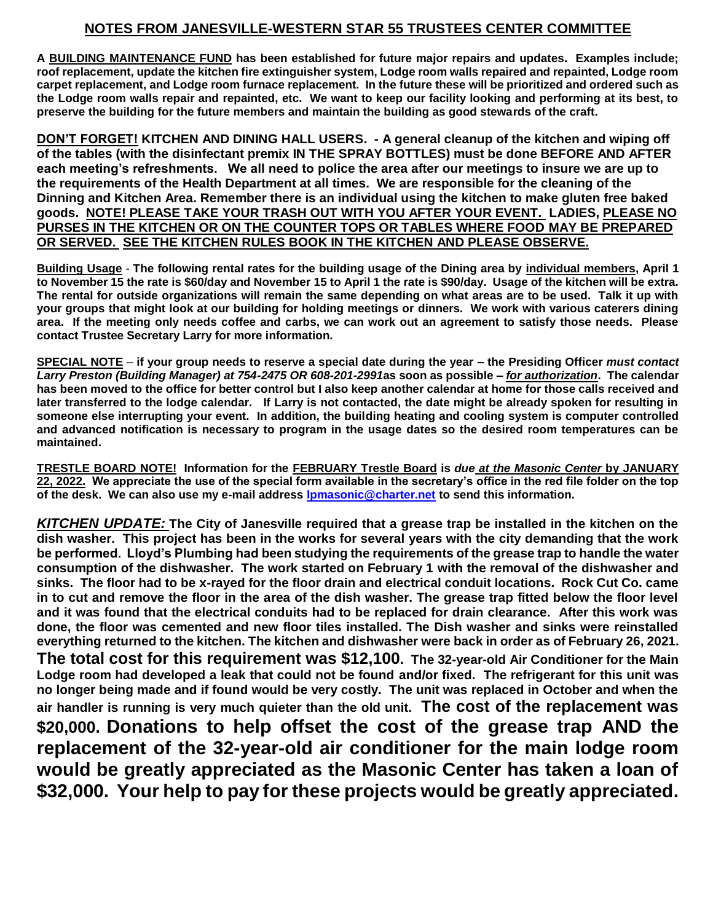## NOTES FROM JANESVILLE-WESTERN STAR 55 TRUSTEES CENTER COMMITTEE

**A BUILDING MAINTENANCE FUND has been established for future major repairs and updates. Examples include; roof replacement, update the kitchen fire extinguisher system, Lodge room walls repaired and repainted, Lodge room carpet replacement, and Lodge room furnace replacement. In the future these will be prioritized and ordered such as the Lodge room walls repair and repainted, etc. We want to keep our facility looking and performing at its best, to preserve the building for the future members and maintain the building as good stewards of the craft.**

**DON'T FORGET! KITCHEN AND DINING HALL USERS. - A general cleanup of the kitchen and wiping off of the tables (with the disinfectant premix IN THE SPRAY BOTTLES) must be done BEFORE AND AFTER each meeting's refreshments. We all need to police the area after our meetings to insure we are up to the requirements of the Health Department at all times. We are responsible for the cleaning of the Dinning and Kitchen Area. Remember there is an individual using the kitchen to make gluten free baked goods. NOTE! PLEASE TAKE YOUR TRASH OUT WITH YOU AFTER YOUR EVENT. LADIES, PLEASE NO PURSES IN THE KITCHEN OR ON THE COUNTER TOPS OR TABLES WHERE FOOD MAY BE PREPARED OR SERVED. SEE THE KITCHEN RULES BOOK IN THE KITCHEN AND PLEASE OBSERVE.**

**Building Usage - The following rental rates for the building usage of the Dining area by individual members, April 1 to November 15 the rate is $60/day and November 15 to April 1 the rate is $90/day. Usage of the kitchen will be extra. The rental for outside organizations will remain the same depending on what areas are to be used. Talk it up with your groups that might look at our building for holding meetings or dinners. We work with various caterers dining area. If the meeting only needs coffee and carbs, we can work out an agreement to satisfy those needs. Please contact Trustee Secretary Larry for more information.**

**SPECIAL NOTE – if your group needs to reserve a special date during the year – the Presiding Officer *must contact Larry Preston (Building Manager) at 754-2475 OR 608-201-2991* as soon as possible – *for authorization*. The calendar has been moved to the office for better control but I also keep another calendar at home for those calls received and later transferred to the lodge calendar. If Larry is not contacted, the date might be already spoken for resulting in someone else interrupting your event. In addition, the building heating and cooling system is computer controlled and advanced notification is necessary to program in the usage dates so the desired room temperatures can be maintained.**

**TRESTLE BOARD NOTE! Information for the FEBRUARY Trestle Board is *due at the Masonic Center* by JANUARY 22, 2022. We appreciate the use of the special form available in the secretary's office in the red file folder on the top of the desk. We can also use my e-mail address lpmasonic@charter.net to send this information.**

***KITCHEN UPDATE:*** **The City of Janesville required that a grease trap be installed in the kitchen on the dish washer. This project has been in the works for several years with the city demanding that the work be performed. Lloyd's Plumbing had been studying the requirements of the grease trap to handle the water consumption of the dishwasher. The work started on February 1 with the removal of the dishwasher and sinks. The floor had to be x-rayed for the floor drain and electrical conduit locations. Rock Cut Co. came in to cut and remove the floor in the area of the dish washer. The grease trap fitted below the floor level and it was found that the electrical conduits had to be replaced for drain clearance. After this work was done, the floor was cemented and new floor tiles installed. The Dish washer and sinks were reinstalled everything returned to the kitchen. The kitchen and dishwasher were back in order as of February 26, 2021. The total cost for this requirement was $12,100. The 32-year-old Air Conditioner for the Main Lodge room had developed a leak that could not be found and/or fixed. The refrigerant for this unit was no longer being made and if found would be very costly. The unit was replaced in October and when the air handler is running is very much quieter than the old unit. The cost of the replacement was $20,000. Donations to help offset the cost of the grease trap AND the replacement of the 32-year-old air conditioner for the main lodge room would be greatly appreciated as the Masonic Center has taken a loan of $32,000. Your help to pay for these projects would be greatly appreciated.**